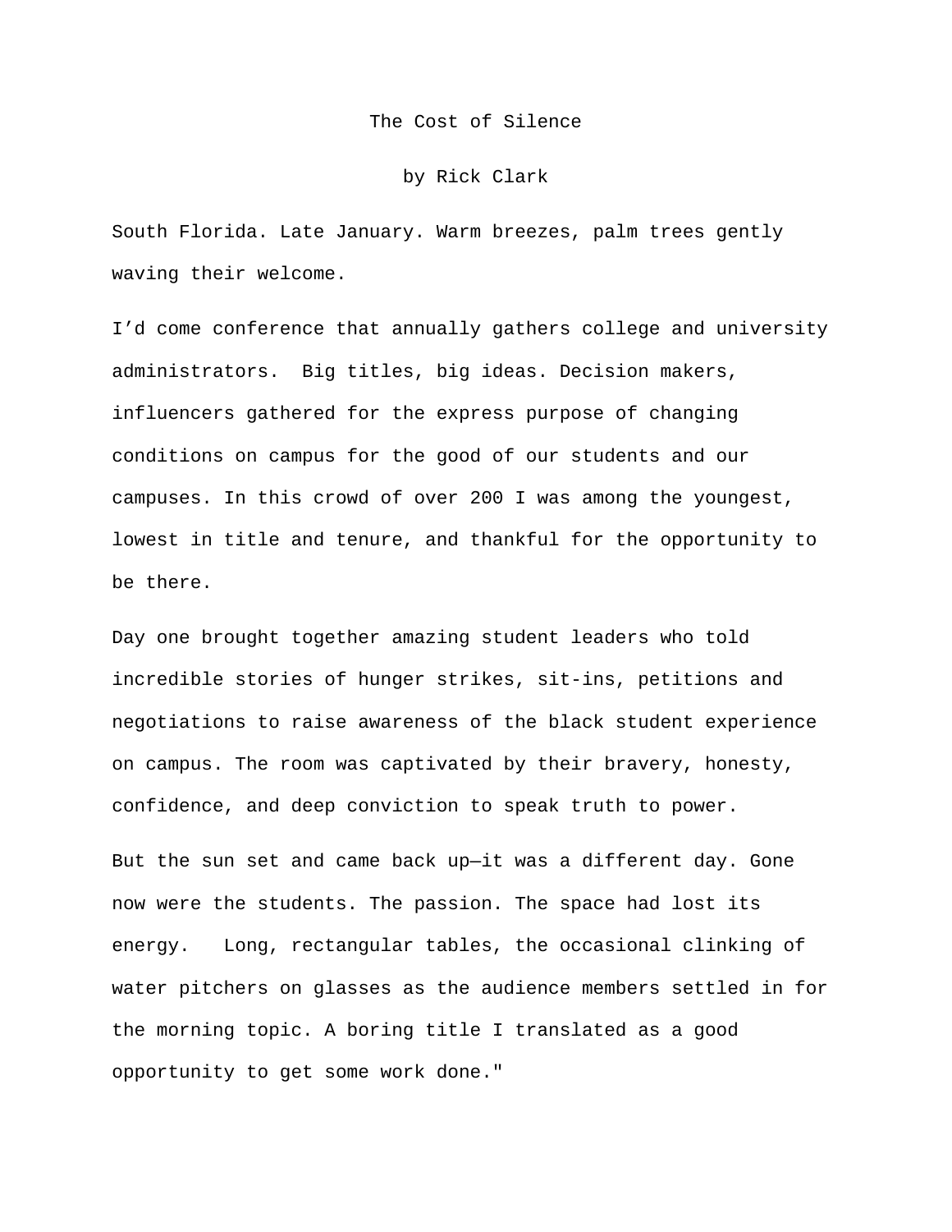# The Cost of Silence

by Rick Clark

South Florida. Late January. Warm breezes, palm trees gently waving their welcome.

I'd come conference that annually gathers college and university administrators.  Big titles, big ideas. Decision makers, influencers gathered for the express purpose of changing conditions on campus for the good of our students and our campuses. In this crowd of over 200 I was among the youngest, lowest in title and tenure, and thankful for the opportunity to be there.

Day one brought together amazing student leaders who told incredible stories of hunger strikes, sit-ins, petitions and negotiations to raise awareness of the black student experience on campus. The room was captivated by their bravery, honesty, confidence, and deep conviction to speak truth to power.

But the sun set and came back up—it was a different day. Gone now were the students. The passion. The space had lost its energy.   Long, rectangular tables, the occasional clinking of water pitchers on glasses as the audience members settled in for the morning topic. A boring title I translated as a good opportunity to get some work done."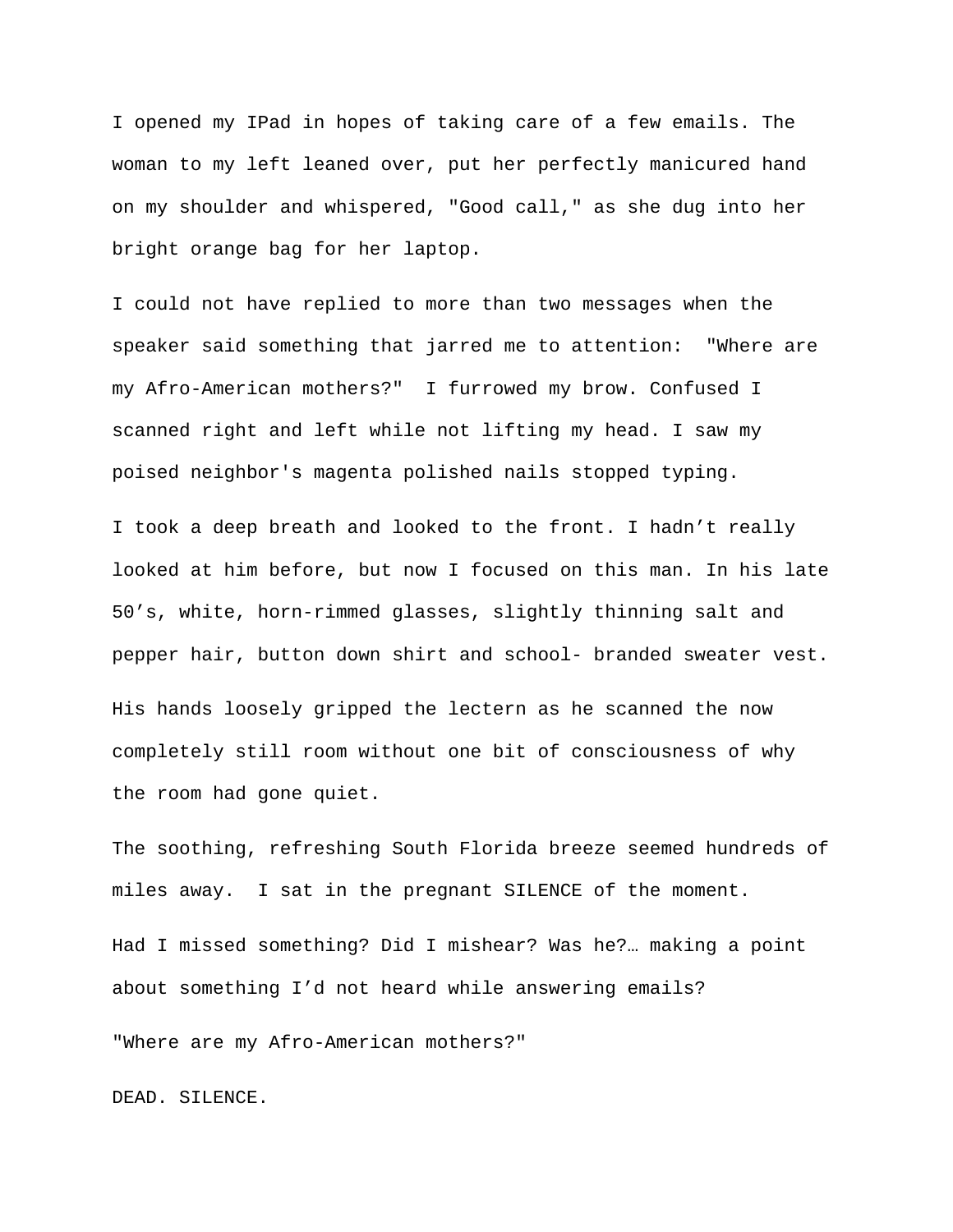I opened my IPad in hopes of taking care of a few emails. The woman to my left leaned over, put her perfectly manicured hand on my shoulder and whispered, "Good call," as she dug into her bright orange bag for her laptop.

I could not have replied to more than two messages when the speaker said something that jarred me to attention: "Where are my Afro-American mothers?" I furrowed my brow. Confused I scanned right and left while not lifting my head. I saw my poised neighbor's magenta polished nails stopped typing.

I took a deep breath and looked to the front. I hadn't really looked at him before, but now I focused on this man. In his late 50's, white, horn-rimmed glasses, slightly thinning salt and pepper hair, button down shirt and school- branded sweater vest.

His hands loosely gripped the lectern as he scanned the now completely still room without one bit of consciousness of why the room had gone quiet.

The soothing, refreshing South Florida breeze seemed hundreds of miles away. I sat in the pregnant SILENCE of the moment.

Had I missed something? Did I mishear? Was he?… making a point about something I'd not heard while answering emails?

"Where are my Afro-American mothers?"

DEAD. SILENCE.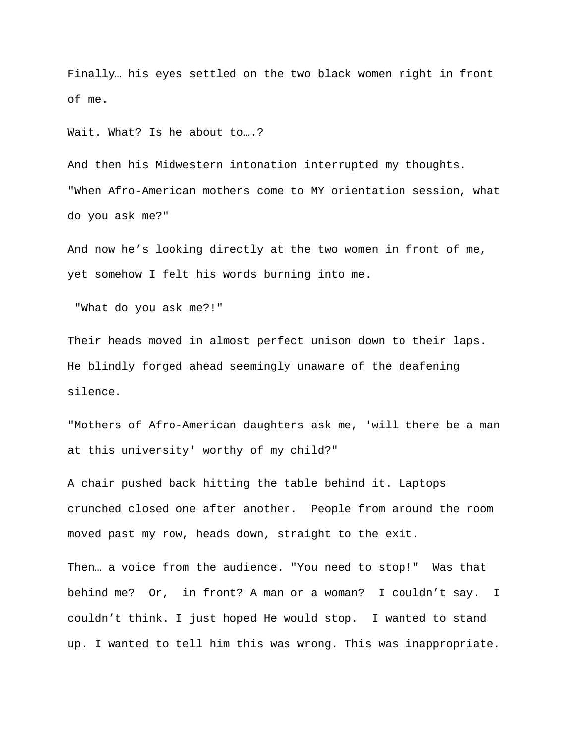Finally… his eyes settled on the two black women right in front of me.

Wait. What? Is he about to….?

And then his Midwestern intonation interrupted my thoughts. "When Afro-American mothers come to MY orientation session, what do you ask me?"

And now he's looking directly at the two women in front of me, yet somehow I felt his words burning into me.

"What do you ask me?!"

Their heads moved in almost perfect unison down to their laps. He blindly forged ahead seemingly unaware of the deafening silence.

"Mothers of Afro-American daughters ask me, 'will there be a man at this university' worthy of my child?"

A chair pushed back hitting the table behind it. Laptops crunched closed one after another. People from around the room moved past my row, heads down, straight to the exit.

Then… a voice from the audience. "You need to stop!" Was that behind me? Or, in front? A man or a woman? I couldn't say. I couldn't think. I just hoped He would stop. I wanted to stand up. I wanted to tell him this was wrong. This was inappropriate.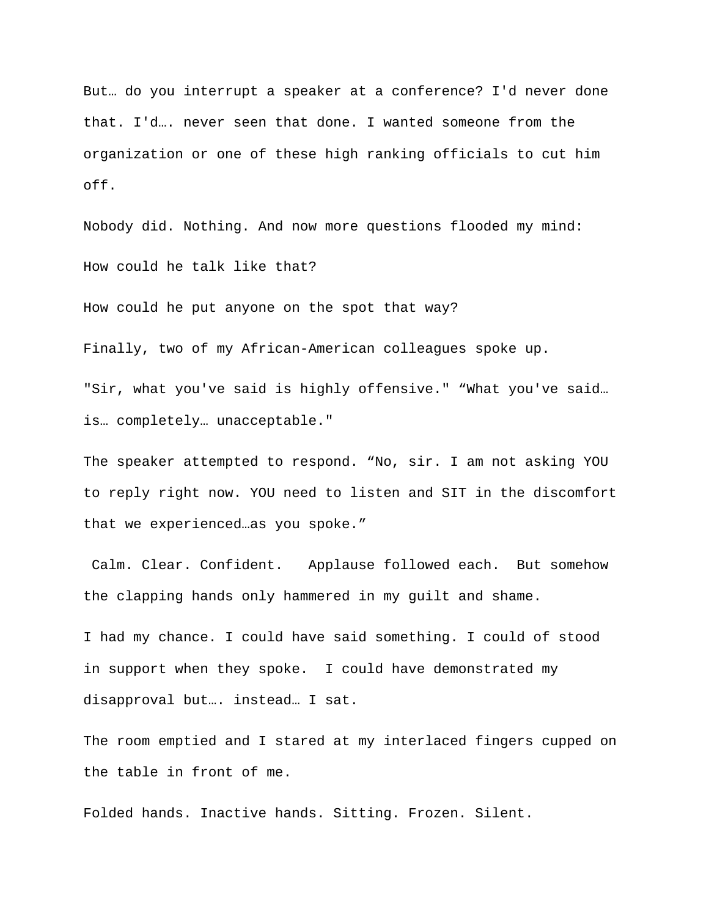But… do you interrupt a speaker at a conference? I'd never done that. I'd…. never seen that done. I wanted someone from the organization or one of these high ranking officials to cut him off.

Nobody did. Nothing. And now more questions flooded my mind:

How could he talk like that?

How could he put anyone on the spot that way?

Finally, two of my African-American colleagues spoke up.

"Sir, what you've said is highly offensive." “What you've said… is… completely… unacceptable."

The speaker attempted to respond. “No, sir. I am not asking YOU to reply right now. YOU need to listen and SIT in the discomfort that we experienced…as you spoke.”

Calm. Clear. Confident. Applause followed each. But somehow the clapping hands only hammered in my guilt and shame.

I had my chance. I could have said something. I could of stood in support when they spoke. I could have demonstrated my disapproval but…. instead… I sat.

The room emptied and I stared at my interlaced fingers cupped on the table in front of me.

Folded hands. Inactive hands. Sitting. Frozen. Silent.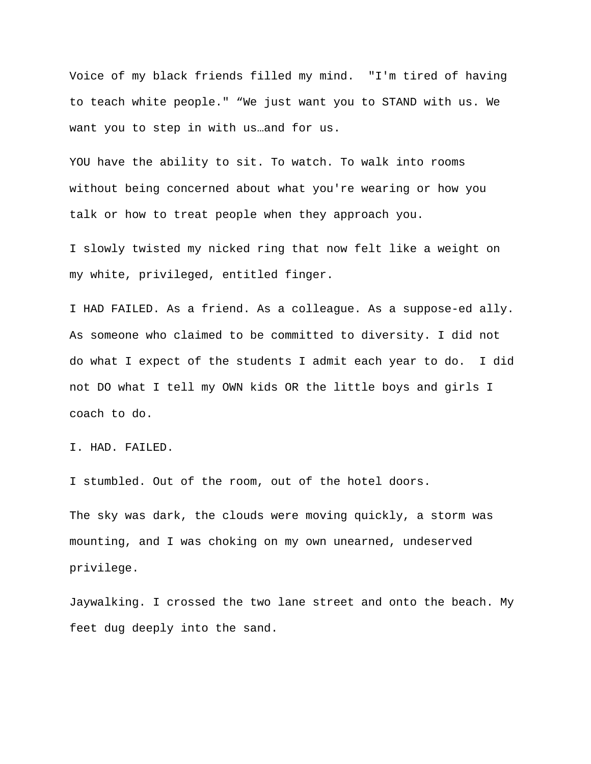Voice of my black friends filled my mind.  "I'm tired of having to teach white people." “We just want you to STAND with us. We want you to step in with us…and for us.

YOU have the ability to sit. To watch. To walk into rooms without being concerned about what you're wearing or how you talk or how to treat people when they approach you.

I slowly twisted my nicked ring that now felt like a weight on my white, privileged, entitled finger.

I HAD FAILED. As a friend. As a colleague. As a suppose-ed ally. As someone who claimed to be committed to diversity. I did not do what I expect of the students I admit each year to do.  I did not DO what I tell my OWN kids OR the little boys and girls I coach to do.

I. HAD. FAILED.

I stumbled. Out of the room, out of the hotel doors.

The sky was dark, the clouds were moving quickly, a storm was mounting, and I was choking on my own unearned, undeserved privilege.

Jaywalking. I crossed the two lane street and onto the beach. My feet dug deeply into the sand.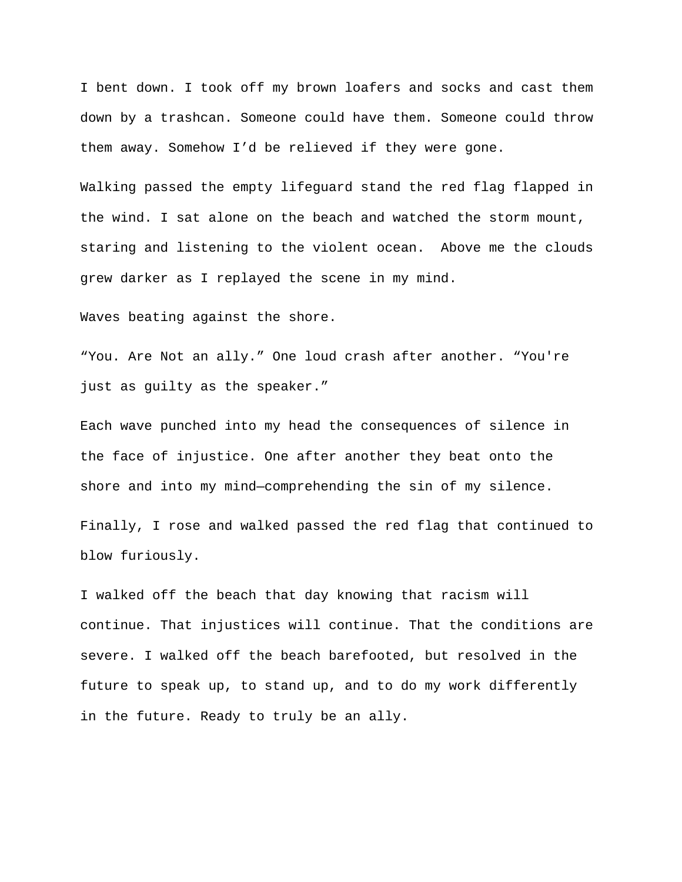I bent down. I took off my brown loafers and socks and cast them down by a trashcan. Someone could have them. Someone could throw them away. Somehow I'd be relieved if they were gone.

Walking passed the empty lifeguard stand the red flag flapped in the wind. I sat alone on the beach and watched the storm mount, staring and listening to the violent ocean.  Above me the clouds grew darker as I replayed the scene in my mind.

Waves beating against the shore.

"You. Are Not an ally." One loud crash after another. "You're just as guilty as the speaker."

Each wave punched into my head the consequences of silence in the face of injustice. One after another they beat onto the shore and into my mind—comprehending the sin of my silence.

Finally, I rose and walked passed the red flag that continued to blow furiously.

I walked off the beach that day knowing that racism will continue. That injustices will continue. That the conditions are severe. I walked off the beach barefooted, but resolved in the future to speak up, to stand up, and to do my work differently in the future. Ready to truly be an ally.